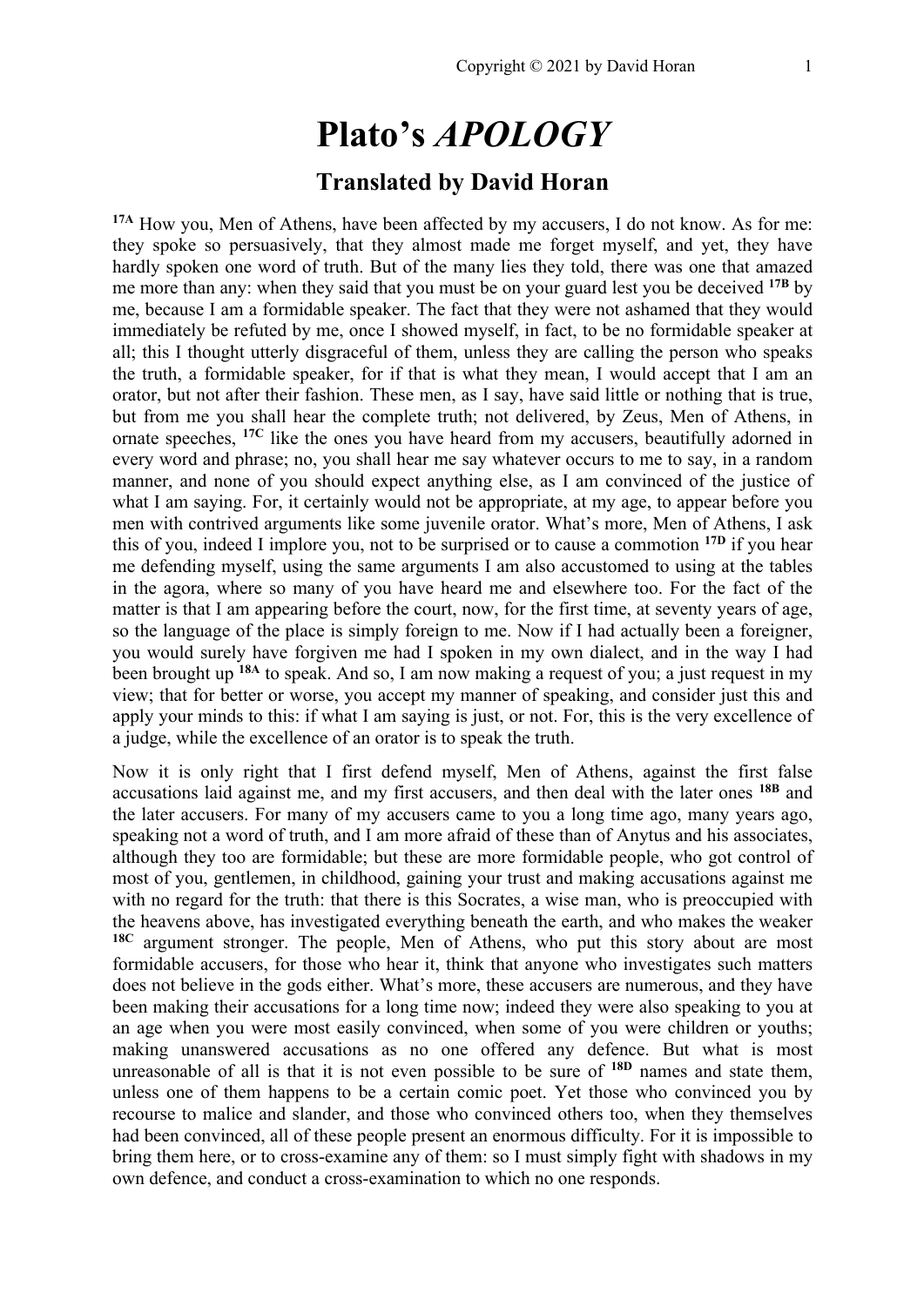# Plato's *APOLOGY*

## Translated by David Horan

**17A** How you, Men of Athens, have been affected by my accusers, I do not know. As for me: they spoke so persuasively, that they almost made me forget myself, and yet, they have hardly spoken one word of truth. But of the many lies they told, there was one that amazed me more than any: when they said that you must be on your guard lest you be deceived **17B** by me, because I am a formidable speaker. The fact that they were not ashamed that they would immediately be refuted by me, once I showed myself, in fact, to be no formidable speaker at all; this I thought utterly disgraceful of them, unless they are calling the person who speaks the truth, a formidable speaker, for if that is what they mean, I would accept that I am an orator, but not after their fashion. These men, as I say, have said little or nothing that is true, but from me you shall hear the complete truth; not delivered, by Zeus, Men of Athens, in ornate speeches, **17C** like the ones you have heard from my accusers, beautifully adorned in every word and phrase; no, you shall hear me say whatever occurs to me to say, in a random manner, and none of you should expect anything else, as I am convinced of the justice of what I am saying. For, it certainly would not be appropriate, at my age, to appear before you men with contrived arguments like some juvenile orator. What's more, Men of Athens, I ask this of you, indeed I implore you, not to be surprised or to cause a commotion **17D** if you hear me defending myself, using the same arguments I am also accustomed to using at the tables in the agora, where so many of you have heard me and elsewhere too. For the fact of the matter is that I am appearing before the court, now, for the first time, at seventy years of age, so the language of the place is simply foreign to me. Now if I had actually been a foreigner, you would surely have forgiven me had I spoken in my own dialect, and in the way I had been brought up **18A** to speak. And so, I am now making a request of you; a just request in my view; that for better or worse, you accept my manner of speaking, and consider just this and apply your minds to this: if what I am saying is just, or not. For, this is the very excellence of a judge, while the excellence of an orator is to speak the truth.

Now it is only right that I first defend myself, Men of Athens, against the first false accusations laid against me, and my first accusers, and then deal with the later ones **18B** and the later accusers. For many of my accusers came to you a long time ago, many years ago, speaking not a word of truth, and I am more afraid of these than of Anytus and his associates, although they too are formidable; but these are more formidable people, who got control of most of you, gentlemen, in childhood, gaining your trust and making accusations against me with no regard for the truth: that there is this Socrates, a wise man, who is preoccupied with the heavens above, has investigated everything beneath the earth, and who makes the weaker **18C** argument stronger. The people, Men of Athens, who put this story about are most formidable accusers, for those who hear it, think that anyone who investigates such matters does not believe in the gods either. What's more, these accusers are numerous, and they have been making their accusations for a long time now; indeed they were also speaking to you at an age when you were most easily convinced, when some of you were children or youths; making unanswered accusations as no one offered any defence. But what is most unreasonable of all is that it is not even possible to be sure of **18D** names and state them, unless one of them happens to be a certain comic poet. Yet those who convinced you by recourse to malice and slander, and those who convinced others too, when they themselves had been convinced, all of these people present an enormous difficulty. For it is impossible to bring them here, or to cross-examine any of them: so I must simply fight with shadows in my own defence, and conduct a cross-examination to which no one responds.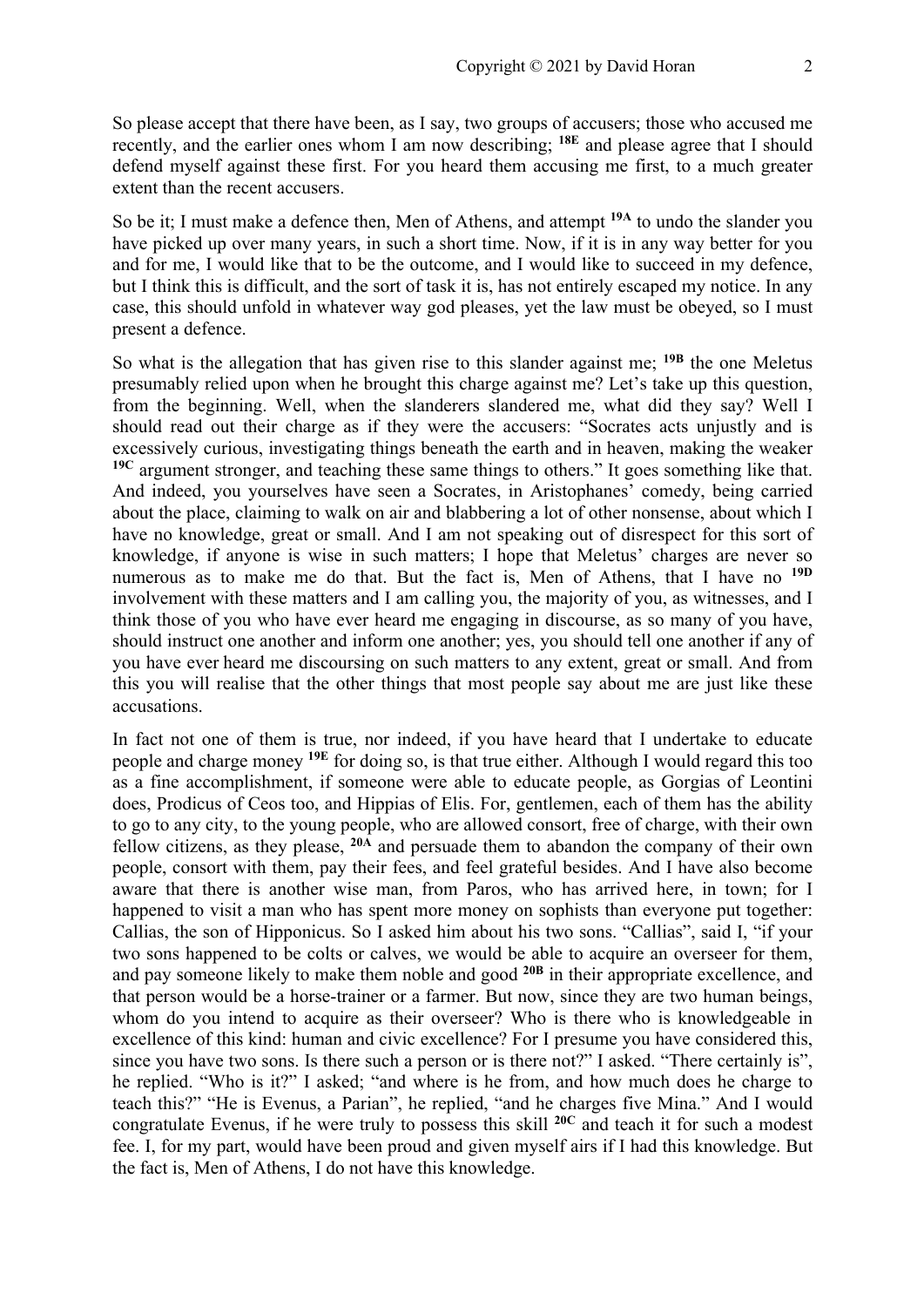So please accept that there have been, as I say, two groups of accusers; those who accused me recently, and the earlier ones whom I am now describing; **18E** and please agree that I should defend myself against these first. For you heard them accusing me first, to a much greater extent than the recent accusers.

So be it; I must make a defence then, Men of Athens, and attempt **19A** to undo the slander you have picked up over many years, in such a short time. Now, if it is in any way better for you and for me, I would like that to be the outcome, and I would like to succeed in my defence, but I think this is difficult, and the sort of task it is, has not entirely escaped my notice. In any case, this should unfold in whatever way god pleases, yet the law must be obeyed, so I must present a defence.

So what is the allegation that has given rise to this slander against me; **19B** the one Meletus presumably relied upon when he brought this charge against me? Let's take up this question, from the beginning. Well, when the slanderers slandered me, what did they say? Well I should read out their charge as if they were the accusers: "Socrates acts unjustly and is excessively curious, investigating things beneath the earth and in heaven, making the weaker **19C** argument stronger, and teaching these same things to others." It goes something like that. And indeed, you yourselves have seen a Socrates, in Aristophanes' comedy, being carried about the place, claiming to walk on air and blabbering a lot of other nonsense, about which I have no knowledge, great or small. And I am not speaking out of disrespect for this sort of knowledge, if anyone is wise in such matters; I hope that Meletus' charges are never so numerous as to make me do that. But the fact is, Men of Athens, that I have no **19D** involvement with these matters and I am calling you, the majority of you, as witnesses, and I think those of you who have ever heard me engaging in discourse, as so many of you have, should instruct one another and inform one another; yes, you should tell one another if any of you have ever heard me discoursing on such matters to any extent, great or small. And from this you will realise that the other things that most people say about me are just like these accusations.

In fact not one of them is true, nor indeed, if you have heard that I undertake to educate people and charge money **19E** for doing so, is that true either. Although I would regard this too as a fine accomplishment, if someone were able to educate people, as Gorgias of Leontini does, Prodicus of Ceos too, and Hippias of Elis. For, gentlemen, each of them has the ability to go to any city, to the young people, who are allowed consort, free of charge, with their own fellow citizens, as they please, **20A** and persuade them to abandon the company of their own people, consort with them, pay their fees, and feel grateful besides. And I have also become aware that there is another wise man, from Paros, who has arrived here, in town; for I happened to visit a man who has spent more money on sophists than everyone put together: Callias, the son of Hipponicus. So I asked him about his two sons. "Callias", said I, "if your two sons happened to be colts or calves, we would be able to acquire an overseer for them, and pay someone likely to make them noble and good **20B** in their appropriate excellence, and that person would be a horse-trainer or a farmer. But now, since they are two human beings, whom do you intend to acquire as their overseer? Who is there who is knowledgeable in excellence of this kind: human and civic excellence? For I presume you have considered this, since you have two sons. Is there such a person or is there not?" I asked. "There certainly is", he replied. "Who is it?" I asked; "and where is he from, and how much does he charge to teach this?" "He is Evenus, a Parian", he replied, "and he charges five Mina." And I would congratulate Evenus, if he were truly to possess this skill **20C** and teach it for such a modest fee. I, for my part, would have been proud and given myself airs if I had this knowledge. But the fact is, Men of Athens, I do not have this knowledge.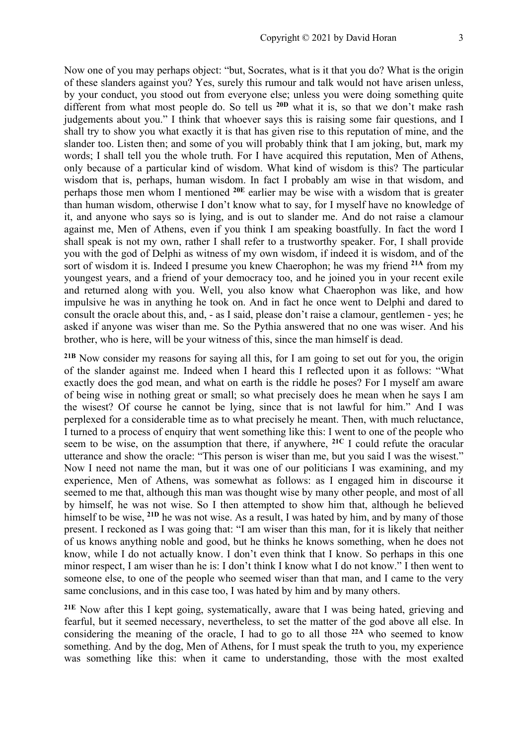Now one of you may perhaps object: "but, Socrates, what is it that you do? What is the origin of these slanders against you? Yes, surely this rumour and talk would not have arisen unless, by your conduct, you stood out from everyone else; unless you were doing something quite different from what most people do. So tell us **20D** what it is, so that we don't make rash judgements about you." I think that whoever says this is raising some fair questions, and I shall try to show you what exactly it is that has given rise to this reputation of mine, and the slander too. Listen then; and some of you will probably think that I am joking, but, mark my words; I shall tell you the whole truth. For I have acquired this reputation, Men of Athens, only because of a particular kind of wisdom. What kind of wisdom is this? The particular wisdom that is, perhaps, human wisdom. In fact I probably am wise in that wisdom, and perhaps those men whom I mentioned **20E** earlier may be wise with a wisdom that is greater than human wisdom, otherwise I don't know what to say, for I myself have no knowledge of it, and anyone who says so is lying, and is out to slander me. And do not raise a clamour against me, Men of Athens, even if you think I am speaking boastfully. In fact the word I shall speak is not my own, rather I shall refer to a trustworthy speaker. For, I shall provide you with the god of Delphi as witness of my own wisdom, if indeed it is wisdom, and of the sort of wisdom it is. Indeed I presume you knew Chaerophon; he was my friend **21A** from my youngest years, and a friend of your democracy too, and he joined you in your recent exile and returned along with you. Well, you also know what Chaerophon was like, and how impulsive he was in anything he took on. And in fact he once went to Delphi and dared to consult the oracle about this, and, - as I said, please don't raise a clamour, gentlemen - yes; he asked if anyone was wiser than me. So the Pythia answered that no one was wiser. And his brother, who is here, will be your witness of this, since the man himself is dead.

**21B** Now consider my reasons for saying all this, for I am going to set out for you, the origin of the slander against me. Indeed when I heard this I reflected upon it as follows: "What exactly does the god mean, and what on earth is the riddle he poses? For I myself am aware of being wise in nothing great or small; so what precisely does he mean when he says I am the wisest? Of course he cannot be lying, since that is not lawful for him." And I was perplexed for a considerable time as to what precisely he meant. Then, with much reluctance, I turned to a process of enquiry that went something like this: I went to one of the people who seem to be wise, on the assumption that there, if anywhere, **21C** I could refute the oracular utterance and show the oracle: "This person is wiser than me, but you said I was the wisest." Now I need not name the man, but it was one of our politicians I was examining, and my experience, Men of Athens, was somewhat as follows: as I engaged him in discourse it seemed to me that, although this man was thought wise by many other people, and most of all by himself, he was not wise. So I then attempted to show him that, although he believed himself to be wise, **21D** he was not wise. As a result, I was hated by him, and by many of those present. I reckoned as I was going that: "I am wiser than this man, for it is likely that neither of us knows anything noble and good, but he thinks he knows something, when he does not know, while I do not actually know. I don't even think that I know. So perhaps in this one minor respect, I am wiser than he is: I don't think I know what I do not know." I then went to someone else, to one of the people who seemed wiser than that man, and I came to the very same conclusions, and in this case too, I was hated by him and by many others.

**21E** Now after this I kept going, systematically, aware that I was being hated, grieving and fearful, but it seemed necessary, nevertheless, to set the matter of the god above all else. In considering the meaning of the oracle, I had to go to all those **22A** who seemed to know something. And by the dog, Men of Athens, for I must speak the truth to you, my experience was something like this: when it came to understanding, those with the most exalted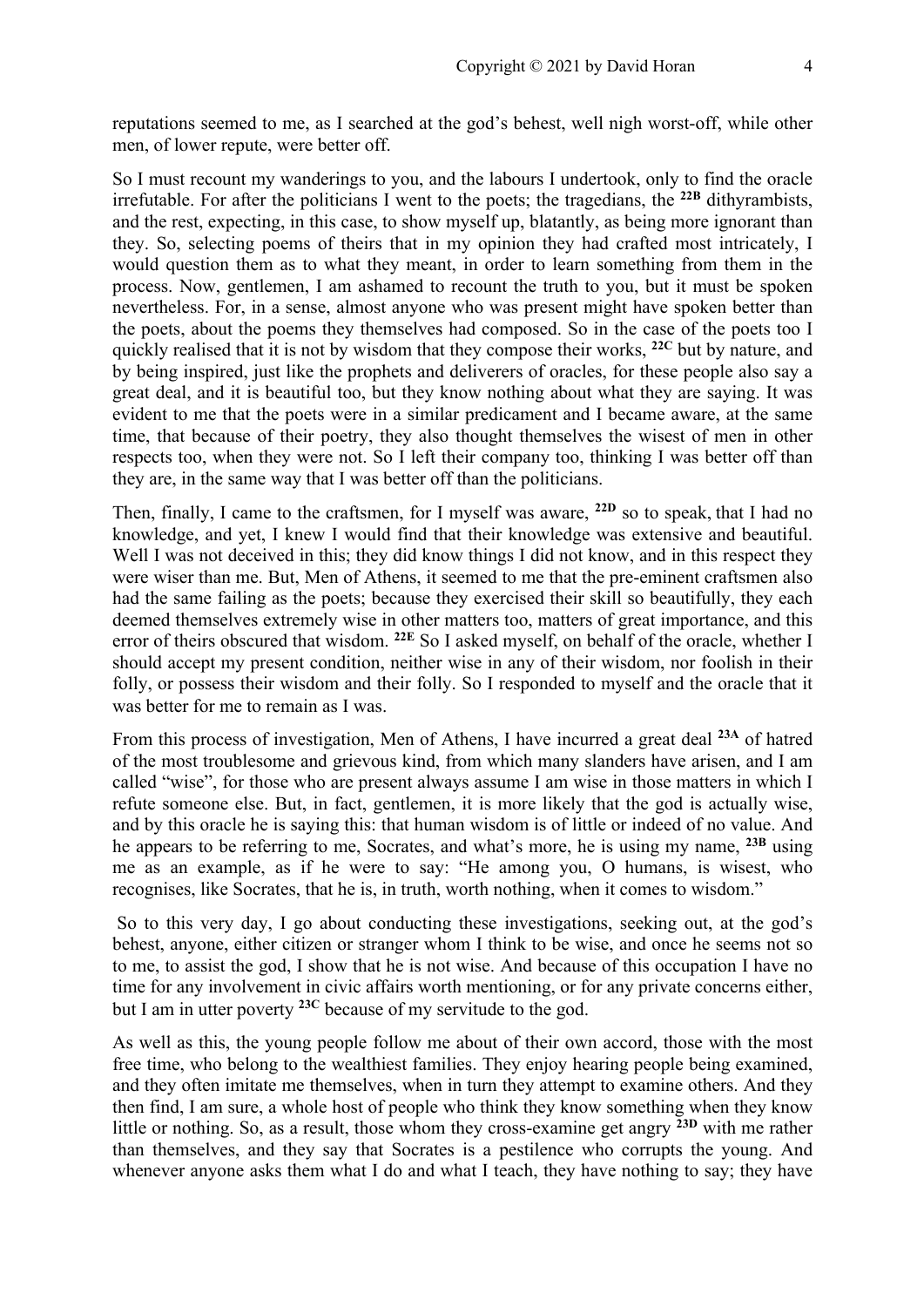reputations seemed to me, as I searched at the god's behest, well nigh worst-off, while other men, of lower repute, were better off.

So I must recount my wanderings to you, and the labours I undertook, only to find the oracle irrefutable. For after the politicians I went to the poets; the tragedians, the **22B** dithyrambists, and the rest, expecting, in this case, to show myself up, blatantly, as being more ignorant than they. So, selecting poems of theirs that in my opinion they had crafted most intricately, I would question them as to what they meant, in order to learn something from them in the process. Now, gentlemen, I am ashamed to recount the truth to you, but it must be spoken nevertheless. For, in a sense, almost anyone who was present might have spoken better than the poets, about the poems they themselves had composed. So in the case of the poets too I quickly realised that it is not by wisdom that they compose their works, **22C** but by nature, and by being inspired, just like the prophets and deliverers of oracles, for these people also say a great deal, and it is beautiful too, but they know nothing about what they are saying. It was evident to me that the poets were in a similar predicament and I became aware, at the same time, that because of their poetry, they also thought themselves the wisest of men in other respects too, when they were not. So I left their company too, thinking I was better off than they are, in the same way that I was better off than the politicians.

Then, finally, I came to the craftsmen, for I myself was aware, **22D** so to speak, that I had no knowledge, and yet, I knew I would find that their knowledge was extensive and beautiful. Well I was not deceived in this; they did know things I did not know, and in this respect they were wiser than me. But, Men of Athens, it seemed to me that the pre-eminent craftsmen also had the same failing as the poets; because they exercised their skill so beautifully, they each deemed themselves extremely wise in other matters too, matters of great importance, and this error of theirs obscured that wisdom. **22E** So I asked myself, on behalf of the oracle, whether I should accept my present condition, neither wise in any of their wisdom, nor foolish in their folly, or possess their wisdom and their folly. So I responded to myself and the oracle that it was better for me to remain as I was.

From this process of investigation, Men of Athens, I have incurred a great deal **23A** of hatred of the most troublesome and grievous kind, from which many slanders have arisen, and I am called "wise", for those who are present always assume I am wise in those matters in which I refute someone else. But, in fact, gentlemen, it is more likely that the god is actually wise, and by this oracle he is saying this: that human wisdom is of little or indeed of no value. And he appears to be referring to me, Socrates, and what's more, he is using my name, **23B** using me as an example, as if he were to say: "He among you, O humans, is wisest, who recognises, like Socrates, that he is, in truth, worth nothing, when it comes to wisdom."

So to this very day, I go about conducting these investigations, seeking out, at the god's behest, anyone, either citizen or stranger whom I think to be wise, and once he seems not so to me, to assist the god, I show that he is not wise. And because of this occupation I have no time for any involvement in civic affairs worth mentioning, or for any private concerns either, but I am in utter poverty **23C** because of my servitude to the god.

As well as this, the young people follow me about of their own accord, those with the most free time, who belong to the wealthiest families. They enjoy hearing people being examined, and they often imitate me themselves, when in turn they attempt to examine others. And they then find, I am sure, a whole host of people who think they know something when they know little or nothing. So, as a result, those whom they cross-examine get angry **23D** with me rather than themselves, and they say that Socrates is a pestilence who corrupts the young. And whenever anyone asks them what I do and what I teach, they have nothing to say; they have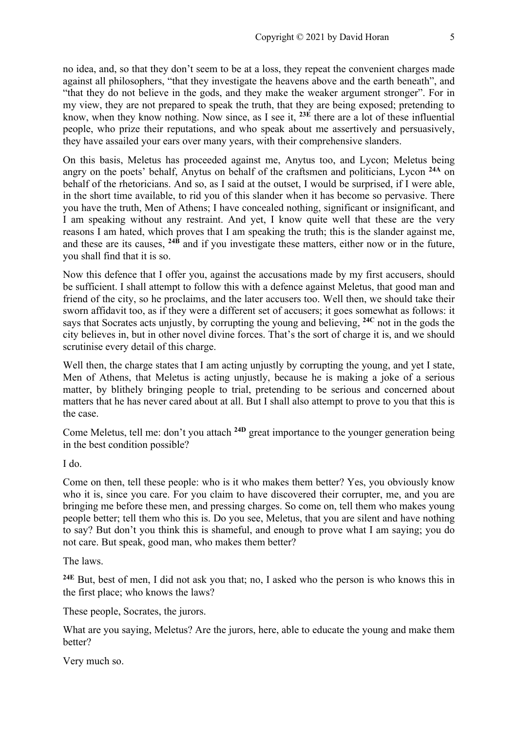no idea, and, so that they don't seem to be at a loss, they repeat the convenient charges made against all philosophers, "that they investigate the heavens above and the earth beneath", and "that they do not believe in the gods, and they make the weaker argument stronger". For in my view, they are not prepared to speak the truth, that they are being exposed; pretending to know, when they know nothing. Now since, as I see it, **23E** there are a lot of these influential people, who prize their reputations, and who speak about me assertively and persuasively, they have assailed your ears over many years, with their comprehensive slanders.

On this basis, Meletus has proceeded against me, Anytus too, and Lycon; Meletus being angry on the poets' behalf, Anytus on behalf of the craftsmen and politicians, Lycon **24A** on behalf of the rhetoricians. And so, as I said at the outset, I would be surprised, if I were able, in the short time available, to rid you of this slander when it has become so pervasive. There you have the truth, Men of Athens; I have concealed nothing, significant or insignificant, and I am speaking without any restraint. And yet, I know quite well that these are the very reasons I am hated, which proves that I am speaking the truth; this is the slander against me, and these are its causes, **24B** and if you investigate these matters, either now or in the future, you shall find that it is so.

Now this defence that I offer you, against the accusations made by my first accusers, should be sufficient. I shall attempt to follow this with a defence against Meletus, that good man and friend of the city, so he proclaims, and the later accusers too. Well then, we should take their sworn affidavit too, as if they were a different set of accusers; it goes somewhat as follows: it says that Socrates acts unjustly, by corrupting the young and believing, **24C** not in the gods the city believes in, but in other novel divine forces. That's the sort of charge it is, and we should scrutinise every detail of this charge.

Well then, the charge states that I am acting unjustly by corrupting the young, and yet I state, Men of Athens, that Meletus is acting unjustly, because he is making a joke of a serious matter, by blithely bringing people to trial, pretending to be serious and concerned about matters that he has never cared about at all. But I shall also attempt to prove to you that this is the case.

Come Meletus, tell me: don't you attach **24D** great importance to the younger generation being in the best condition possible?

I do.

Come on then, tell these people: who is it who makes them better? Yes, you obviously know who it is, since you care. For you claim to have discovered their corrupter, me, and you are bringing me before these men, and pressing charges. So come on, tell them who makes young people better; tell them who this is. Do you see, Meletus, that you are silent and have nothing to say? But don't you think this is shameful, and enough to prove what I am saying; you do not care. But speak, good man, who makes them better?

The laws.

**24E** But, best of men, I did not ask you that; no, I asked who the person is who knows this in the first place; who knows the laws?

These people, Socrates, the jurors.

What are you saying, Meletus? Are the jurors, here, able to educate the young and make them better?

Very much so.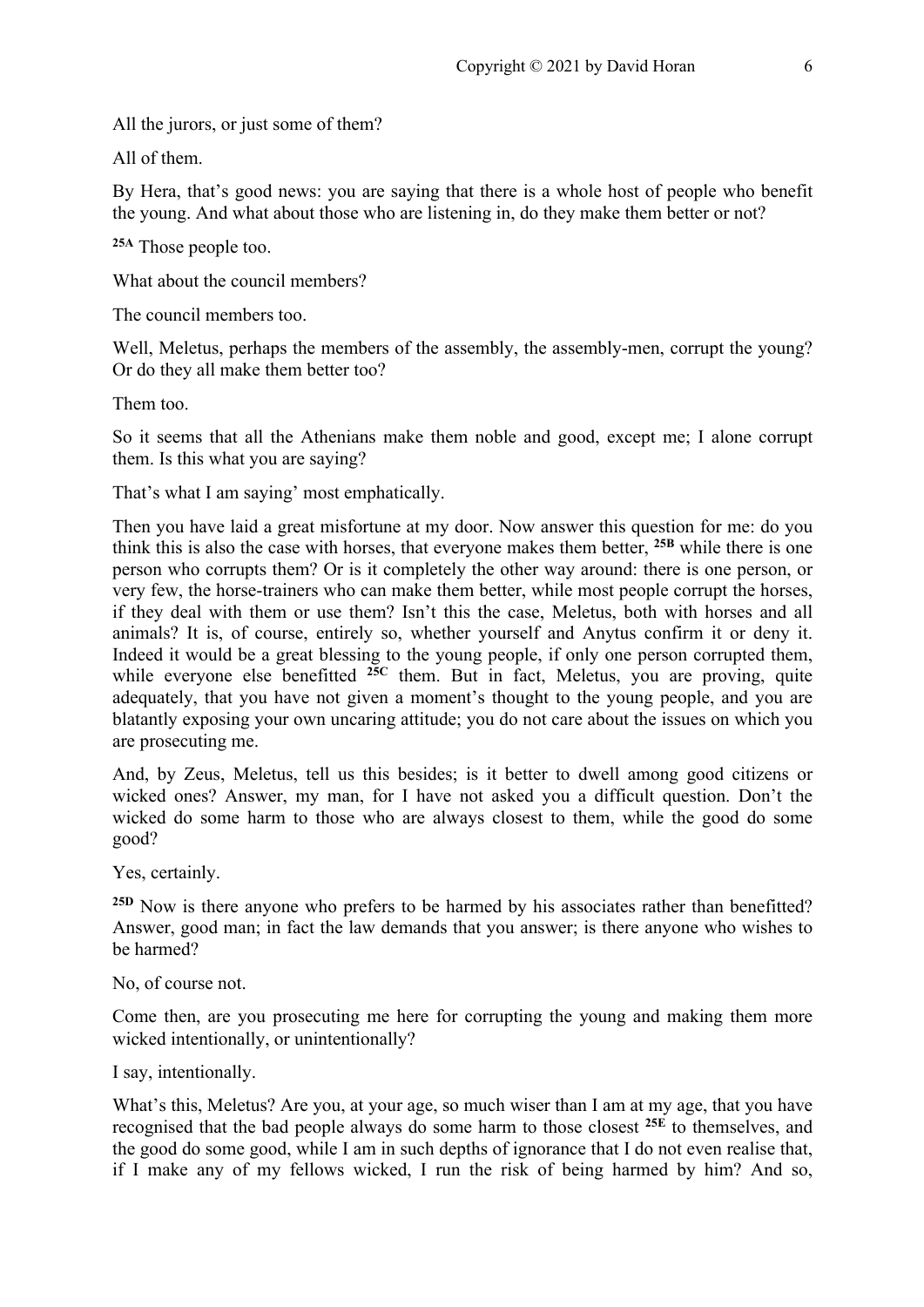All the jurors, or just some of them?

All of them.

By Hera, that's good news: you are saying that there is a whole host of people who benefit the young. And what about those who are listening in, do they make them better or not?

**25A** Those people too.

What about the council members?

The council members too.

Well, Meletus, perhaps the members of the assembly, the assembly-men, corrupt the young? Or do they all make them better too?

Them too.

So it seems that all the Athenians make them noble and good, except me; I alone corrupt them. Is this what you are saying?

That's what I am saying' most emphatically.

Then you have laid a great misfortune at my door. Now answer this question for me: do you think this is also the case with horses, that everyone makes them better, **25B** while there is one person who corrupts them? Or is it completely the other way around: there is one person, or very few, the horse-trainers who can make them better, while most people corrupt the horses, if they deal with them or use them? Isn't this the case, Meletus, both with horses and all animals? It is, of course, entirely so, whether yourself and Anytus confirm it or deny it. Indeed it would be a great blessing to the young people, if only one person corrupted them, while everyone else benefitted **25C** them. But in fact, Meletus, you are proving, quite adequately, that you have not given a moment's thought to the young people, and you are blatantly exposing your own uncaring attitude; you do not care about the issues on which you are prosecuting me.

And, by Zeus, Meletus, tell us this besides; is it better to dwell among good citizens or wicked ones? Answer, my man, for I have not asked you a difficult question. Don't the wicked do some harm to those who are always closest to them, while the good do some good?

Yes, certainly.

**25D** Now is there anyone who prefers to be harmed by his associates rather than benefitted? Answer, good man; in fact the law demands that you answer; is there anyone who wishes to be harmed?

No, of course not.

Come then, are you prosecuting me here for corrupting the young and making them more wicked intentionally, or unintentionally?

I say, intentionally.

What's this, Meletus? Are you, at your age, so much wiser than I am at my age, that you have recognised that the bad people always do some harm to those closest **25E** to themselves, and the good do some good, while I am in such depths of ignorance that I do not even realise that, if I make any of my fellows wicked, I run the risk of being harmed by him? And so,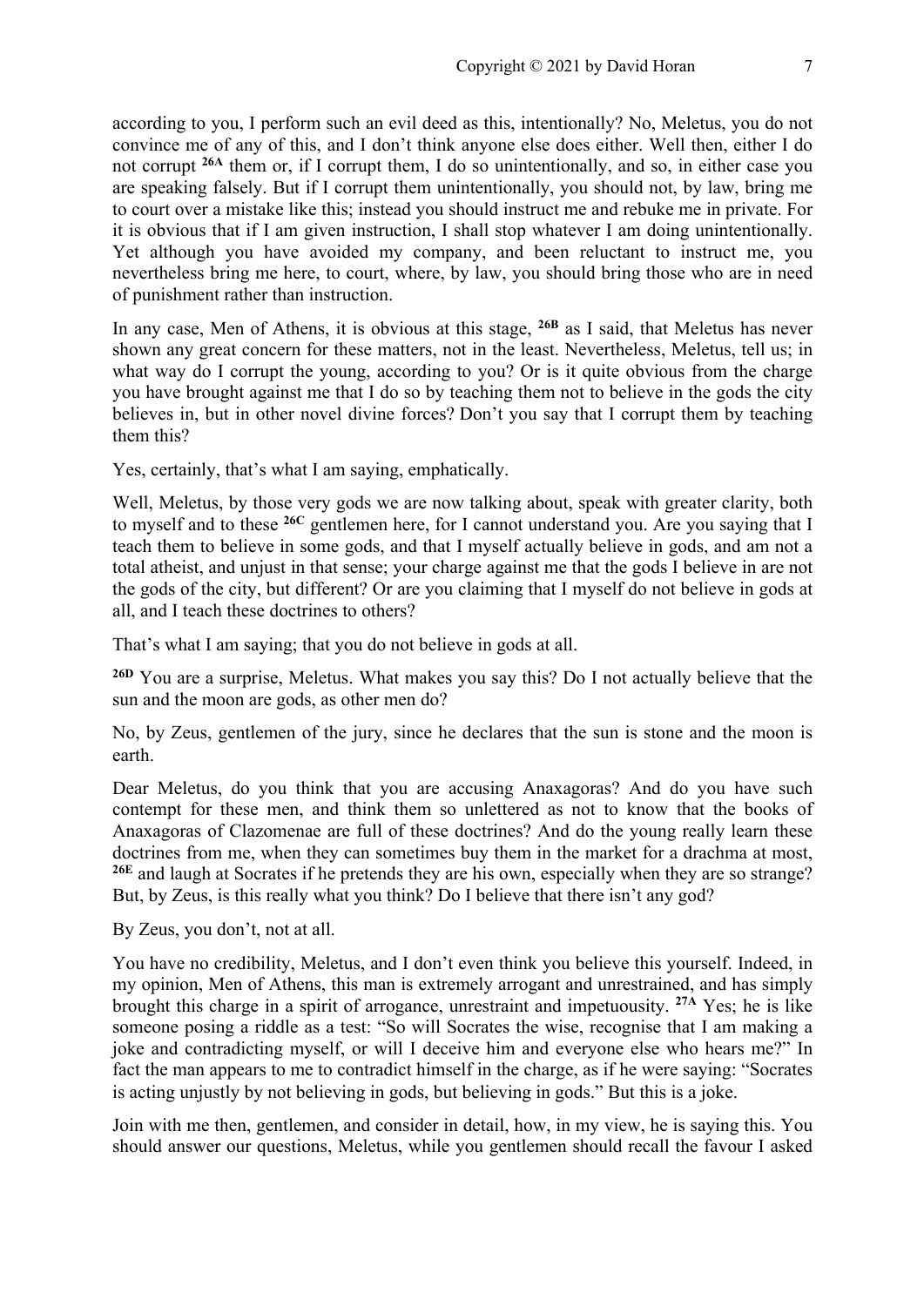according to you, I perform such an evil deed as this, intentionally? No, Meletus, you do not convince me of any of this, and I don't think anyone else does either. Well then, either I do not corrupt **26A** them or, if I corrupt them, I do so unintentionally, and so, in either case you are speaking falsely. But if I corrupt them unintentionally, you should not, by law, bring me to court over a mistake like this; instead you should instruct me and rebuke me in private. For it is obvious that if I am given instruction, I shall stop whatever I am doing unintentionally. Yet although you have avoided my company, and been reluctant to instruct me, you nevertheless bring me here, to court, where, by law, you should bring those who are in need of punishment rather than instruction.

In any case, Men of Athens, it is obvious at this stage, **26B** as I said, that Meletus has never shown any great concern for these matters, not in the least. Nevertheless, Meletus, tell us; in what way do I corrupt the young, according to you? Or is it quite obvious from the charge you have brought against me that I do so by teaching them not to believe in the gods the city believes in, but in other novel divine forces? Don't you say that I corrupt them by teaching them this?

Yes, certainly, that's what I am saying, emphatically.

Well, Meletus, by those very gods we are now talking about, speak with greater clarity, both to myself and to these **26C** gentlemen here, for I cannot understand you. Are you saying that I teach them to believe in some gods, and that I myself actually believe in gods, and am not a total atheist, and unjust in that sense; your charge against me that the gods I believe in are not the gods of the city, but different? Or are you claiming that I myself do not believe in gods at all, and I teach these doctrines to others?

That's what I am saying; that you do not believe in gods at all.

**26D** You are a surprise, Meletus. What makes you say this? Do I not actually believe that the sun and the moon are gods, as other men do?

No, by Zeus, gentlemen of the jury, since he declares that the sun is stone and the moon is earth.

Dear Meletus, do you think that you are accusing Anaxagoras? And do you have such contempt for these men, and think them so unlettered as not to know that the books of Anaxagoras of Clazomenae are full of these doctrines? And do the young really learn these doctrines from me, when they can sometimes buy them in the market for a drachma at most, **26E** and laugh at Socrates if he pretends they are his own, especially when they are so strange? But, by Zeus, is this really what you think? Do I believe that there isn't any god?

By Zeus, you don't, not at all.

You have no credibility, Meletus, and I don't even think you believe this yourself. Indeed, in my opinion, Men of Athens, this man is extremely arrogant and unrestrained, and has simply brought this charge in a spirit of arrogance, unrestraint and impetuousity. **27A** Yes; he is like someone posing a riddle as a test: "So will Socrates the wise, recognise that I am making a joke and contradicting myself, or will I deceive him and everyone else who hears me?" In fact the man appears to me to contradict himself in the charge, as if he were saying: "Socrates is acting unjustly by not believing in gods, but believing in gods." But this is a joke.

Join with me then, gentlemen, and consider in detail, how, in my view, he is saying this. You should answer our questions, Meletus, while you gentlemen should recall the favour I asked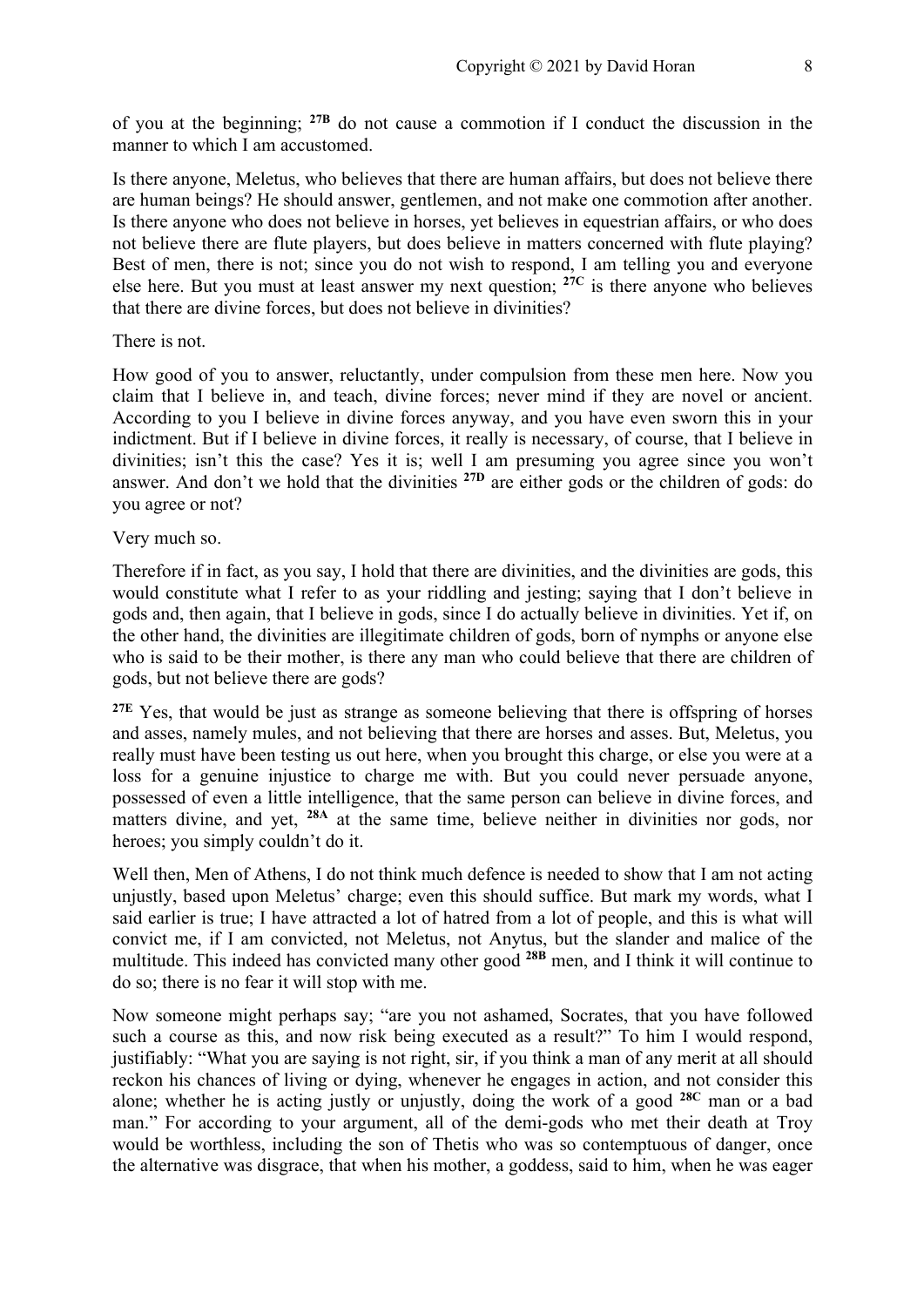of you at the beginning; [27B] do not cause a commotion if I conduct the discussion in the manner to which I am accustomed.

Is there anyone, Meletus, who believes that there are human affairs, but does not believe there are human beings? He should answer, gentlemen, and not make one commotion after another. Is there anyone who does not believe in horses, yet believes in equestrian affairs, or who does not believe there are flute players, but does believe in matters concerned with flute playing? Best of men, there is not; since you do not wish to respond, I am telling you and everyone else here. But you must at least answer my next question; [27C] is there anyone who believes that there are divine forces, but does not believe in divinities?

There is not.

How good of you to answer, reluctantly, under compulsion from these men here. Now you claim that I believe in, and teach, divine forces; never mind if they are novel or ancient. According to you I believe in divine forces anyway, and you have even sworn this in your indictment. But if I believe in divine forces, it really is necessary, of course, that I believe in divinities; isn't this the case? Yes it is; well I am presuming you agree since you won't answer. And don't we hold that the divinities [27D] are either gods or the children of gods: do you agree or not?

Very much so.

Therefore if in fact, as you say, I hold that there are divinities, and the divinities are gods, this would constitute what I refer to as your riddling and jesting; saying that I don't believe in gods and, then again, that I believe in gods, since I do actually believe in divinities. Yet if, on the other hand, the divinities are illegitimate children of gods, born of nymphs or anyone else who is said to be their mother, is there any man who could believe that there are children of gods, but not believe there are gods?

[27E] Yes, that would be just as strange as someone believing that there is offspring of horses and asses, namely mules, and not believing that there are horses and asses. But, Meletus, you really must have been testing us out here, when you brought this charge, or else you were at a loss for a genuine injustice to charge me with. But you could never persuade anyone, possessed of even a little intelligence, that the same person can believe in divine forces, and matters divine, and yet, [28A] at the same time, believe neither in divinities nor gods, nor heroes; you simply couldn't do it.

Well then, Men of Athens, I do not think much defence is needed to show that I am not acting unjustly, based upon Meletus' charge; even this should suffice. But mark my words, what I said earlier is true; I have attracted a lot of hatred from a lot of people, and this is what will convict me, if I am convicted, not Meletus, not Anytus, but the slander and malice of the multitude. This indeed has convicted many other good [28B] men, and I think it will continue to do so; there is no fear it will stop with me.

Now someone might perhaps say; "are you not ashamed, Socrates, that you have followed such a course as this, and now risk being executed as a result?" To him I would respond, justifiably: "What you are saying is not right, sir, if you think a man of any merit at all should reckon his chances of living or dying, whenever he engages in action, and not consider this alone; whether he is acting justly or unjustly, doing the work of a good [28C] man or a bad man." For according to your argument, all of the demi-gods who met their death at Troy would be worthless, including the son of Thetis who was so contemptuous of danger, once the alternative was disgrace, that when his mother, a goddess, said to him, when he was eager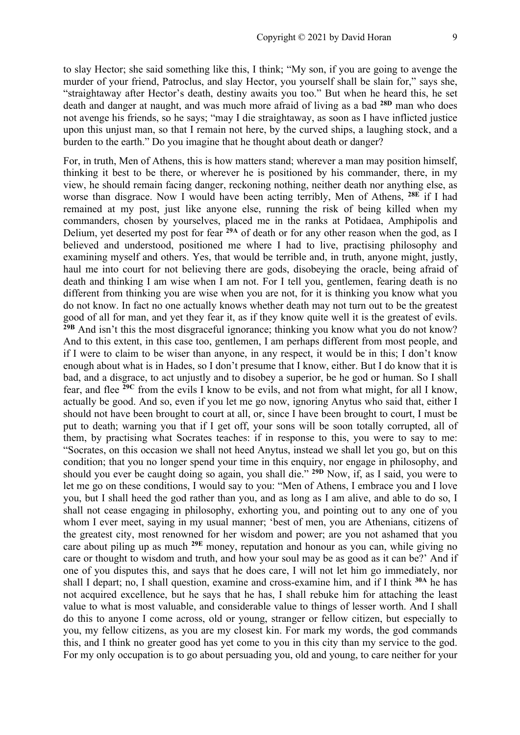to slay Hector; she said something like this, I think; “My son, if you are going to avenge the murder of your friend, Patroclus, and slay Hector, you yourself shall be slain for,” says she, “straightaway after Hector’s death, destiny awaits you too.” But when he heard this, he set death and danger at naught, and was much more afraid of living as a bad **28D** man who does not avenge his friends, so he says; “may I die straightaway, as soon as I have inflicted justice upon this unjust man, so that I remain not here, by the curved ships, a laughing stock, and a burden to the earth.” Do you imagine that he thought about death or danger?

For, in truth, Men of Athens, this is how matters stand; wherever a man may position himself, thinking it best to be there, or wherever he is positioned by his commander, there, in my view, he should remain facing danger, reckoning nothing, neither death nor anything else, as worse than disgrace. Now I would have been acting terribly, Men of Athens, **28E** if I had remained at my post, just like anyone else, running the risk of being killed when my commanders, chosen by yourselves, placed me in the ranks at Potidaea, Amphipolis and Delium, yet deserted my post for fear **29A** of death or for any other reason when the god, as I believed and understood, positioned me where I had to live, practising philosophy and examining myself and others. Yes, that would be terrible and, in truth, anyone might, justly, haul me into court for not believing there are gods, disobeying the oracle, being afraid of death and thinking I am wise when I am not. For I tell you, gentlemen, fearing death is no different from thinking you are wise when you are not, for it is thinking you know what you do not know. In fact no one actually knows whether death may not turn out to be the greatest good of all for man, and yet they fear it, as if they know quite well it is the greatest of evils. **29B** And isn’t this the most disgraceful ignorance; thinking you know what you do not know? And to this extent, in this case too, gentlemen, I am perhaps different from most people, and if I were to claim to be wiser than anyone, in any respect, it would be in this; I don’t know enough about what is in Hades, so I don’t presume that I know, either. But I do know that it is bad, and a disgrace, to act unjustly and to disobey a superior, be he god or human. So I shall fear, and flee **29C** from the evils I know to be evils, and not from what might, for all I know, actually be good. And so, even if you let me go now, ignoring Anytus who said that, either I should not have been brought to court at all, or, since I have been brought to court, I must be put to death; warning you that if I get off, your sons will be soon totally corrupted, all of them, by practising what Socrates teaches: if in response to this, you were to say to me: “Socrates, on this occasion we shall not heed Anytus, instead we shall let you go, but on this condition; that you no longer spend your time in this enquiry, nor engage in philosophy, and should you ever be caught doing so again, you shall die.” **29D** Now, if, as I said, you were to let me go on these conditions, I would say to you: “Men of Athens, I embrace you and I love you, but I shall heed the god rather than you, and as long as I am alive, and able to do so, I shall not cease engaging in philosophy, exhorting you, and pointing out to any one of you whom I ever meet, saying in my usual manner; ‘best of men, you are Athenians, citizens of the greatest city, most renowned for her wisdom and power; are you not ashamed that you care about piling up as much **29E** money, reputation and honour as you can, while giving no care or thought to wisdom and truth, and how your soul may be as good as it can be?’ And if one of you disputes this, and says that he does care, I will not let him go immediately, nor shall I depart; no, I shall question, examine and cross-examine him, and if I think **30A** he has not acquired excellence, but he says that he has, I shall rebuke him for attaching the least value to what is most valuable, and considerable value to things of lesser worth. And I shall do this to anyone I come across, old or young, stranger or fellow citizen, but especially to you, my fellow citizens, as you are my closest kin. For mark my words, the god commands this, and I think no greater good has yet come to you in this city than my service to the god. For my only occupation is to go about persuading you, old and young, to care neither for your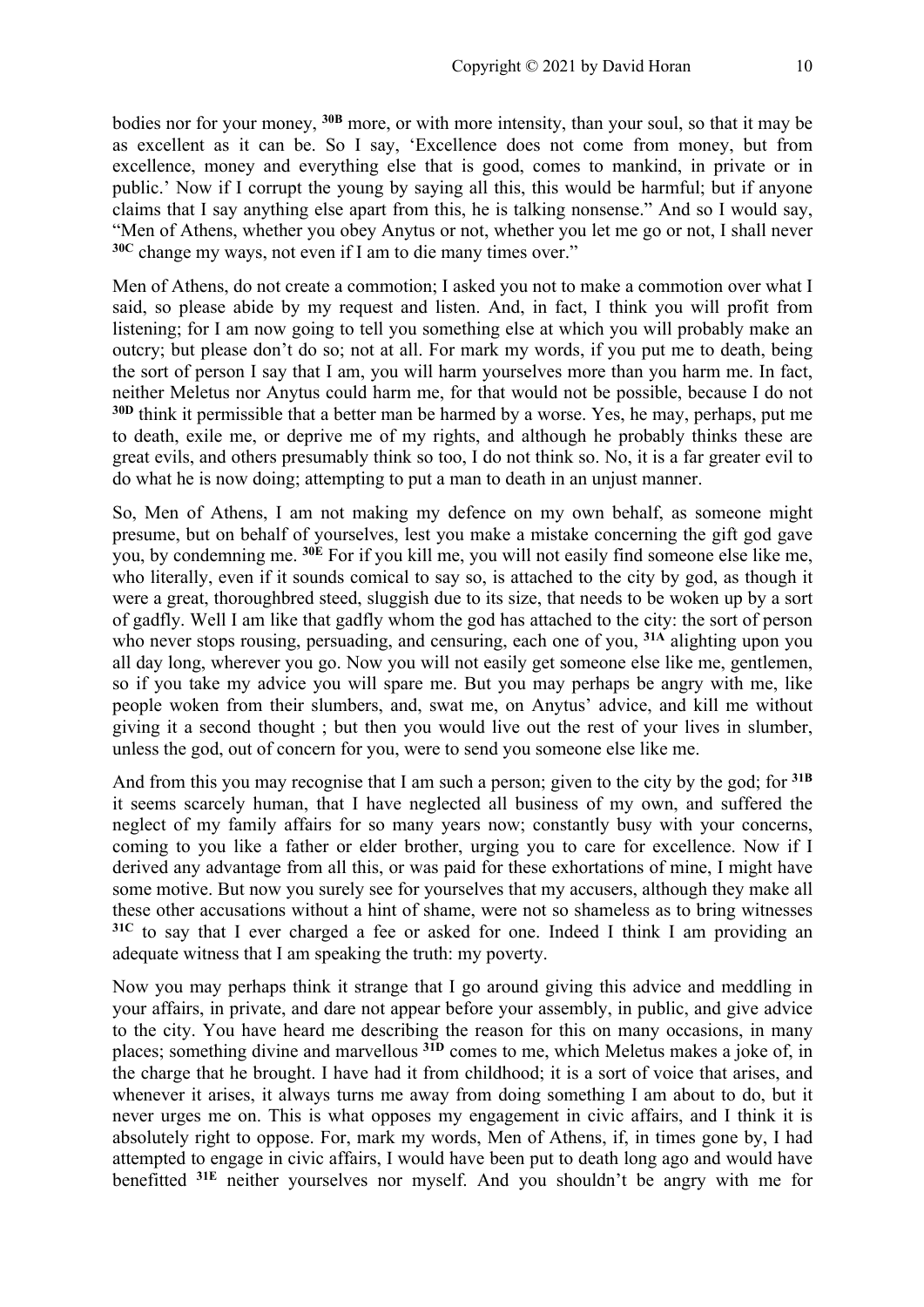bodies nor for your money, **30B** more, or with more intensity, than your soul, so that it may be as excellent as it can be. So I say, 'Excellence does not come from money, but from excellence, money and everything else that is good, comes to mankind, in private or in public.' Now if I corrupt the young by saying all this, this would be harmful; but if anyone claims that I say anything else apart from this, he is talking nonsense." And so I would say, "Men of Athens, whether you obey Anytus or not, whether you let me go or not, I shall never **30C** change my ways, not even if I am to die many times over."

Men of Athens, do not create a commotion; I asked you not to make a commotion over what I said, so please abide by my request and listen. And, in fact, I think you will profit from listening; for I am now going to tell you something else at which you will probably make an outcry; but please don't do so; not at all. For mark my words, if you put me to death, being the sort of person I say that I am, you will harm yourselves more than you harm me. In fact, neither Meletus nor Anytus could harm me, for that would not be possible, because I do not **30D** think it permissible that a better man be harmed by a worse. Yes, he may, perhaps, put me to death, exile me, or deprive me of my rights, and although he probably thinks these are great evils, and others presumably think so too, I do not think so. No, it is a far greater evil to do what he is now doing; attempting to put a man to death in an unjust manner.

So, Men of Athens, I am not making my defence on my own behalf, as someone might presume, but on behalf of yourselves, lest you make a mistake concerning the gift god gave you, by condemning me. **30E** For if you kill me, you will not easily find someone else like me, who literally, even if it sounds comical to say so, is attached to the city by god, as though it were a great, thoroughbred steed, sluggish due to its size, that needs to be woken up by a sort of gadfly. Well I am like that gadfly whom the god has attached to the city: the sort of person who never stops rousing, persuading, and censuring, each one of you, **31A** alighting upon you all day long, wherever you go. Now you will not easily get someone else like me, gentlemen, so if you take my advice you will spare me. But you may perhaps be angry with me, like people woken from their slumbers, and, swat me, on Anytus' advice, and kill me without giving it a second thought ; but then you would live out the rest of your lives in slumber, unless the god, out of concern for you, were to send you someone else like me.

And from this you may recognise that I am such a person; given to the city by the god; for **31B** it seems scarcely human, that I have neglected all business of my own, and suffered the neglect of my family affairs for so many years now; constantly busy with your concerns, coming to you like a father or elder brother, urging you to care for excellence. Now if I derived any advantage from all this, or was paid for these exhortations of mine, I might have some motive. But now you surely see for yourselves that my accusers, although they make all these other accusations without a hint of shame, were not so shameless as to bring witnesses **31C** to say that I ever charged a fee or asked for one. Indeed I think I am providing an adequate witness that I am speaking the truth: my poverty.

Now you may perhaps think it strange that I go around giving this advice and meddling in your affairs, in private, and dare not appear before your assembly, in public, and give advice to the city. You have heard me describing the reason for this on many occasions, in many places; something divine and marvellous **31D** comes to me, which Meletus makes a joke of, in the charge that he brought. I have had it from childhood; it is a sort of voice that arises, and whenever it arises, it always turns me away from doing something I am about to do, but it never urges me on. This is what opposes my engagement in civic affairs, and I think it is absolutely right to oppose. For, mark my words, Men of Athens, if, in times gone by, I had attempted to engage in civic affairs, I would have been put to death long ago and would have benefitted **31E** neither yourselves nor myself. And you shouldn't be angry with me for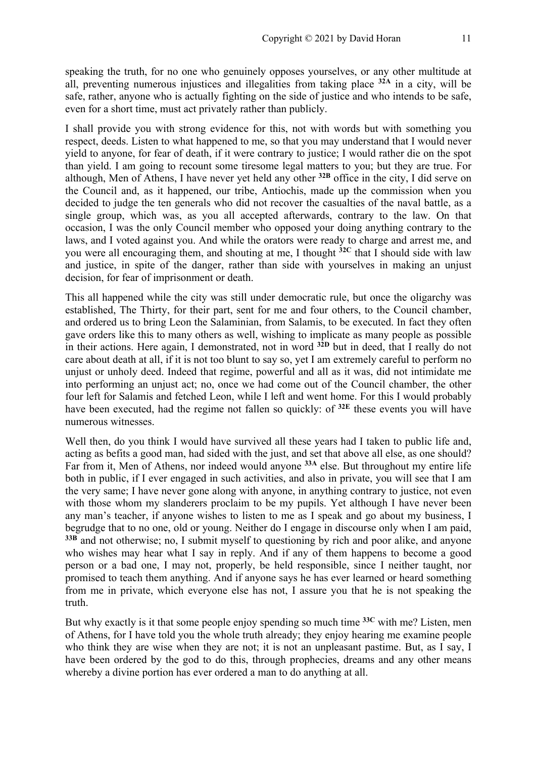speaking the truth, for no one who genuinely opposes yourselves, or any other multitude at all, preventing numerous injustices and illegalities from taking place **32A** in a city, will be safe, rather, anyone who is actually fighting on the side of justice and who intends to be safe, even for a short time, must act privately rather than publicly.

I shall provide you with strong evidence for this, not with words but with something you respect, deeds. Listen to what happened to me, so that you may understand that I would never yield to anyone, for fear of death, if it were contrary to justice; I would rather die on the spot than yield. I am going to recount some tiresome legal matters to you; but they are true. For although, Men of Athens, I have never yet held any other **32B** office in the city, I did serve on the Council and, as it happened, our tribe, Antiochis, made up the commission when you decided to judge the ten generals who did not recover the casualties of the naval battle, as a single group, which was, as you all accepted afterwards, contrary to the law. On that occasion, I was the only Council member who opposed your doing anything contrary to the laws, and I voted against you. And while the orators were ready to charge and arrest me, and you were all encouraging them, and shouting at me, I thought **32C** that I should side with law and justice, in spite of the danger, rather than side with yourselves in making an unjust decision, for fear of imprisonment or death.

This all happened while the city was still under democratic rule, but once the oligarchy was established, The Thirty, for their part, sent for me and four others, to the Council chamber, and ordered us to bring Leon the Salaminian, from Salamis, to be executed. In fact they often gave orders like this to many others as well, wishing to implicate as many people as possible in their actions. Here again, I demonstrated, not in word **32D** but in deed, that I really do not care about death at all, if it is not too blunt to say so, yet I am extremely careful to perform no unjust or unholy deed. Indeed that regime, powerful and all as it was, did not intimidate me into performing an unjust act; no, once we had come out of the Council chamber, the other four left for Salamis and fetched Leon, while I left and went home. For this I would probably have been executed, had the regime not fallen so quickly: of **32E** these events you will have numerous witnesses.

Well then, do you think I would have survived all these years had I taken to public life and, acting as befits a good man, had sided with the just, and set that above all else, as one should? Far from it, Men of Athens, nor indeed would anyone **33A** else. But throughout my entire life both in public, if I ever engaged in such activities, and also in private, you will see that I am the very same; I have never gone along with anyone, in anything contrary to justice, not even with those whom my slanderers proclaim to be my pupils. Yet although I have never been any man's teacher, if anyone wishes to listen to me as I speak and go about my business, I begrudge that to no one, old or young. Neither do I engage in discourse only when I am paid, **33B** and not otherwise; no, I submit myself to questioning by rich and poor alike, and anyone who wishes may hear what I say in reply. And if any of them happens to become a good person or a bad one, I may not, properly, be held responsible, since I neither taught, nor promised to teach them anything. And if anyone says he has ever learned or heard something from me in private, which everyone else has not, I assure you that he is not speaking the truth.

But why exactly is it that some people enjoy spending so much time **33C** with me? Listen, men of Athens, for I have told you the whole truth already; they enjoy hearing me examine people who think they are wise when they are not; it is not an unpleasant pastime. But, as I say, I have been ordered by the god to do this, through prophecies, dreams and any other means whereby a divine portion has ever ordered a man to do anything at all.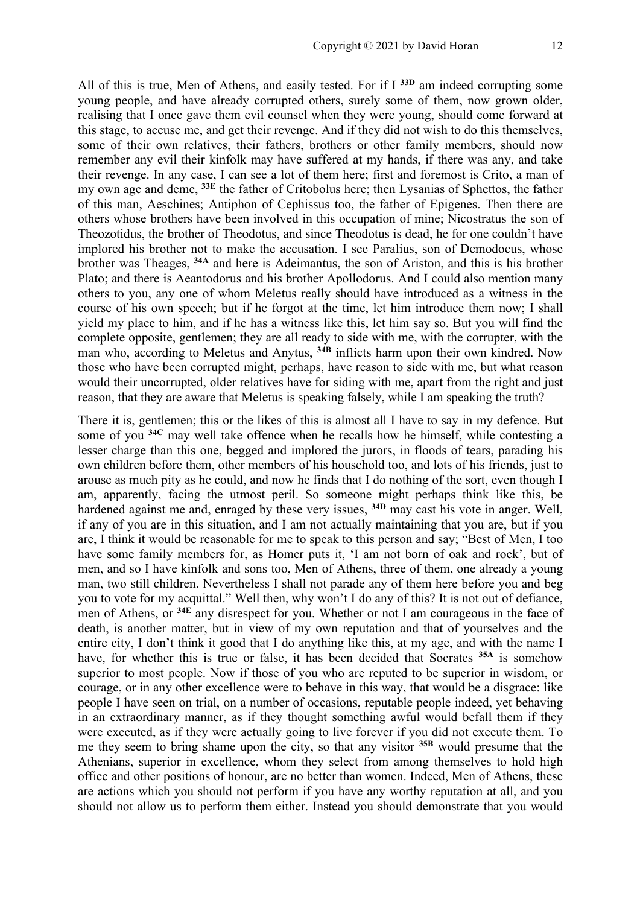All of this is true, Men of Athens, and easily tested. For if I **33D** am indeed corrupting some young people, and have already corrupted others, surely some of them, now grown older, realising that I once gave them evil counsel when they were young, should come forward at this stage, to accuse me, and get their revenge. And if they did not wish to do this themselves, some of their own relatives, their fathers, brothers or other family members, should now remember any evil their kinfolk may have suffered at my hands, if there was any, and take their revenge. In any case, I can see a lot of them here; first and foremost is Crito, a man of my own age and deme, **33E** the father of Critobolus here; then Lysanias of Sphettos, the father of this man, Aeschines; Antiphon of Cephissus too, the father of Epigenes. Then there are others whose brothers have been involved in this occupation of mine; Nicostratus the son of Theozotidus, the brother of Theodotus, and since Theodotus is dead, he for one couldn't have implored his brother not to make the accusation. I see Paralius, son of Demodocus, whose brother was Theages, **34A** and here is Adeimantus, the son of Ariston, and this is his brother Plato; and there is Aeantodorus and his brother Apollodorus. And I could also mention many others to you, any one of whom Meletus really should have introduced as a witness in the course of his own speech; but if he forgot at the time, let him introduce them now; I shall yield my place to him, and if he has a witness like this, let him say so. But you will find the complete opposite, gentlemen; they are all ready to side with me, with the corrupter, with the man who, according to Meletus and Anytus, **34B** inflicts harm upon their own kindred. Now those who have been corrupted might, perhaps, have reason to side with me, but what reason would their uncorrupted, older relatives have for siding with me, apart from the right and just reason, that they are aware that Meletus is speaking falsely, while I am speaking the truth?

There it is, gentlemen; this or the likes of this is almost all I have to say in my defence. But some of you **34C** may well take offence when he recalls how he himself, while contesting a lesser charge than this one, begged and implored the jurors, in floods of tears, parading his own children before them, other members of his household too, and lots of his friends, just to arouse as much pity as he could, and now he finds that I do nothing of the sort, even though I am, apparently, facing the utmost peril. So someone might perhaps think like this, be hardened against me and, enraged by these very issues, **34D** may cast his vote in anger. Well, if any of you are in this situation, and I am not actually maintaining that you are, but if you are, I think it would be reasonable for me to speak to this person and say; "Best of Men, I too have some family members for, as Homer puts it, 'I am not born of oak and rock', but of men, and so I have kinfolk and sons too, Men of Athens, three of them, one already a young man, two still children. Nevertheless I shall not parade any of them here before you and beg you to vote for my acquittal." Well then, why won't I do any of this? It is not out of defiance, men of Athens, or **34E** any disrespect for you. Whether or not I am courageous in the face of death, is another matter, but in view of my own reputation and that of yourselves and the entire city, I don't think it good that I do anything like this, at my age, and with the name I have, for whether this is true or false, it has been decided that Socrates **35A** is somehow superior to most people. Now if those of you who are reputed to be superior in wisdom, or courage, or in any other excellence were to behave in this way, that would be a disgrace: like people I have seen on trial, on a number of occasions, reputable people indeed, yet behaving in an extraordinary manner, as if they thought something awful would befall them if they were executed, as if they were actually going to live forever if you did not execute them. To me they seem to bring shame upon the city, so that any visitor **35B** would presume that the Athenians, superior in excellence, whom they select from among themselves to hold high office and other positions of honour, are no better than women. Indeed, Men of Athens, these are actions which you should not perform if you have any worthy reputation at all, and you should not allow us to perform them either. Instead you should demonstrate that you would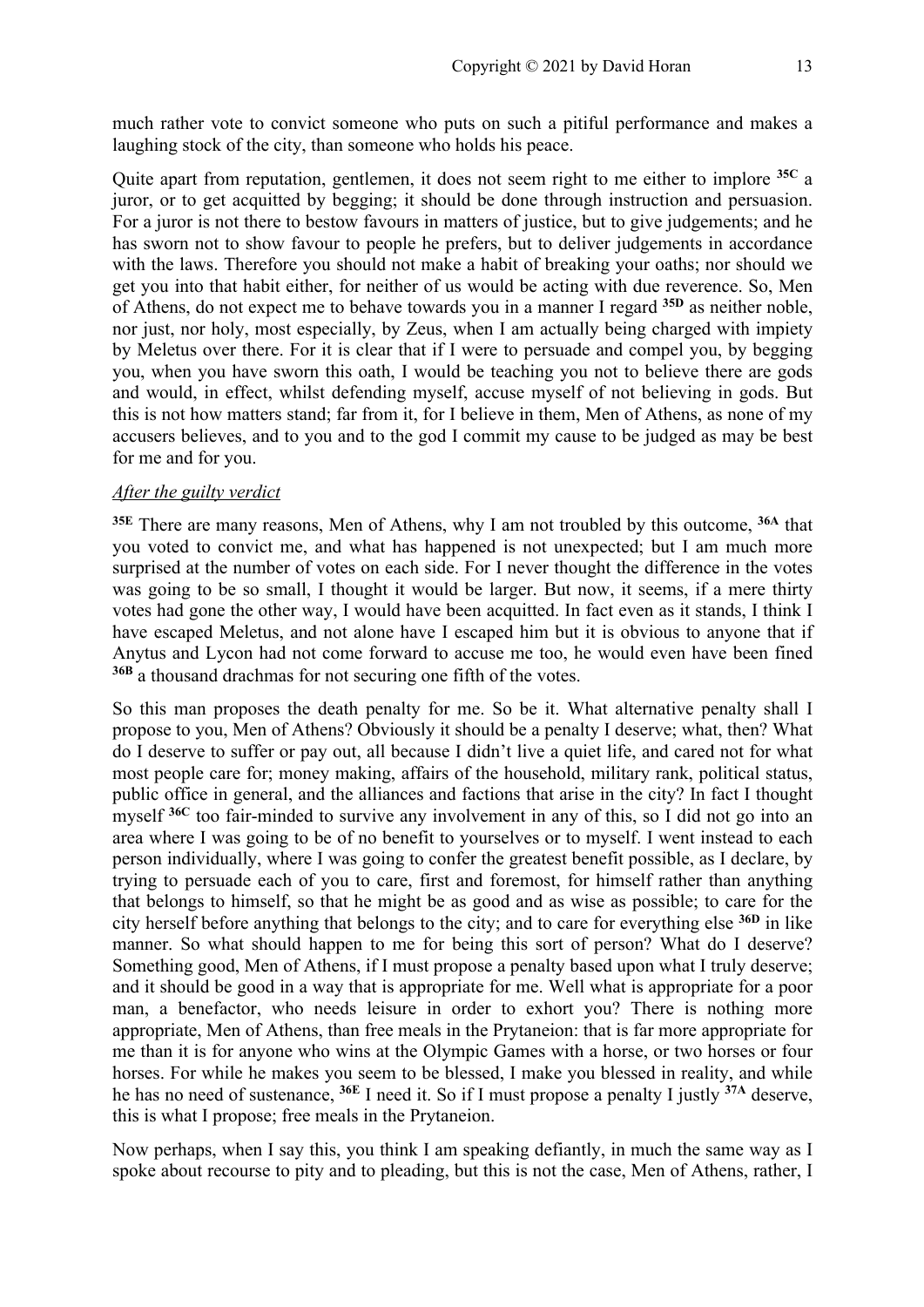much rather vote to convict someone who puts on such a pitiful performance and makes a laughing stock of the city, than someone who holds his peace.

Quite apart from reputation, gentlemen, it does not seem right to me either to implore **35C** a juror, or to get acquitted by begging; it should be done through instruction and persuasion. For a juror is not there to bestow favours in matters of justice, but to give judgements; and he has sworn not to show favour to people he prefers, but to deliver judgements in accordance with the laws. Therefore you should not make a habit of breaking your oaths; nor should we get you into that habit either, for neither of us would be acting with due reverence. So, Men of Athens, do not expect me to behave towards you in a manner I regard **35D** as neither noble, nor just, nor holy, most especially, by Zeus, when I am actually being charged with impiety by Meletus over there. For it is clear that if I were to persuade and compel you, by begging you, when you have sworn this oath, I would be teaching you not to believe there are gods and would, in effect, whilst defending myself, accuse myself of not believing in gods. But this is not how matters stand; far from it, for I believe in them, Men of Athens, as none of my accusers believes, and to you and to the god I commit my cause to be judged as may be best for me and for you.

*After the guilty verdict*

**35E** There are many reasons, Men of Athens, why I am not troubled by this outcome, **36A** that you voted to convict me, and what has happened is not unexpected; but I am much more surprised at the number of votes on each side. For I never thought the difference in the votes was going to be so small, I thought it would be larger. But now, it seems, if a mere thirty votes had gone the other way, I would have been acquitted. In fact even as it stands, I think I have escaped Meletus, and not alone have I escaped him but it is obvious to anyone that if Anytus and Lycon had not come forward to accuse me too, he would even have been fined **36B** a thousand drachmas for not securing one fifth of the votes.

So this man proposes the death penalty for me. So be it. What alternative penalty shall I propose to you, Men of Athens? Obviously it should be a penalty I deserve; what, then? What do I deserve to suffer or pay out, all because I didn't live a quiet life, and cared not for what most people care for; money making, affairs of the household, military rank, political status, public office in general, and the alliances and factions that arise in the city? In fact I thought myself **36C** too fair-minded to survive any involvement in any of this, so I did not go into an area where I was going to be of no benefit to yourselves or to myself. I went instead to each person individually, where I was going to confer the greatest benefit possible, as I declare, by trying to persuade each of you to care, first and foremost, for himself rather than anything that belongs to himself, so that he might be as good and as wise as possible; to care for the city herself before anything that belongs to the city; and to care for everything else **36D** in like manner. So what should happen to me for being this sort of person? What do I deserve? Something good, Men of Athens, if I must propose a penalty based upon what I truly deserve; and it should be good in a way that is appropriate for me. Well what is appropriate for a poor man, a benefactor, who needs leisure in order to exhort you? There is nothing more appropriate, Men of Athens, than free meals in the Prytaneion: that is far more appropriate for me than it is for anyone who wins at the Olympic Games with a horse, or two horses or four horses. For while he makes you seem to be blessed, I make you blessed in reality, and while he has no need of sustenance, **36E** I need it. So if I must propose a penalty I justly **37A** deserve, this is what I propose; free meals in the Prytaneion.

Now perhaps, when I say this, you think I am speaking defiantly, in much the same way as I spoke about recourse to pity and to pleading, but this is not the case, Men of Athens, rather, I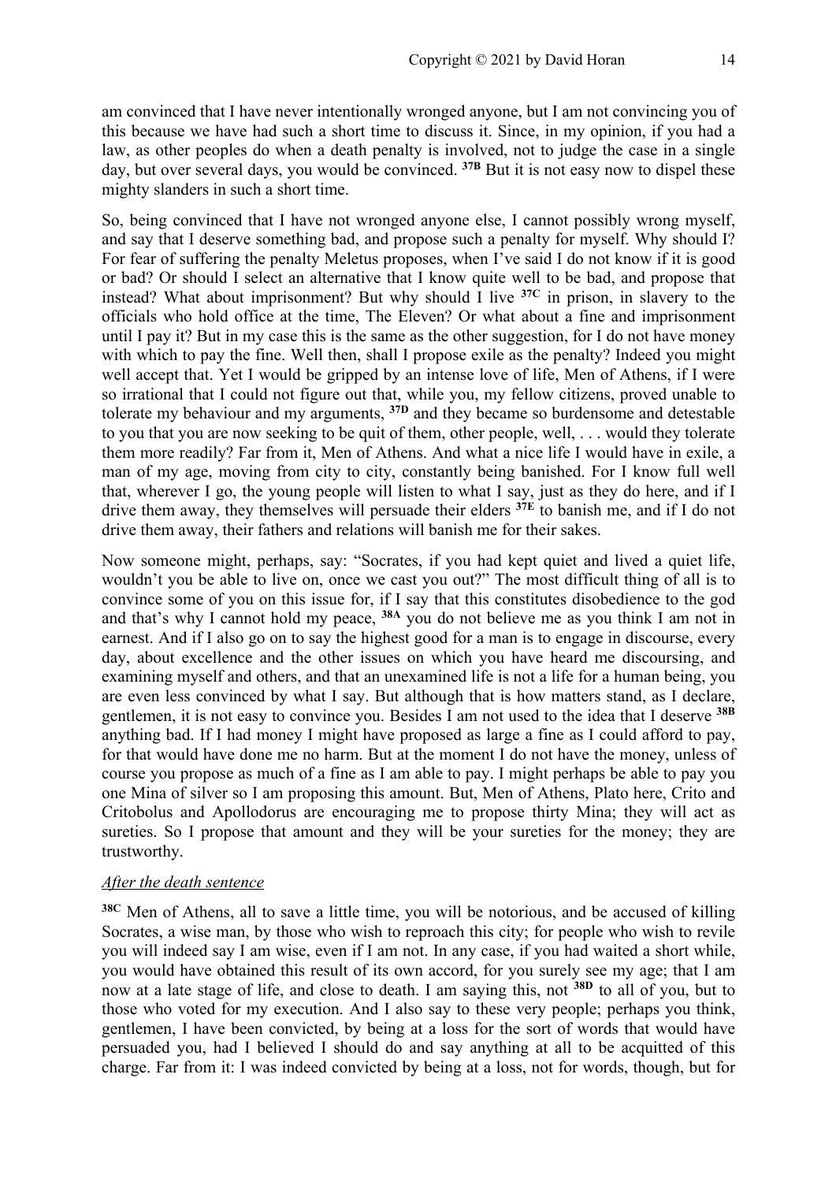am convinced that I have never intentionally wronged anyone, but I am not convincing you of this because we have had such a short time to discuss it. Since, in my opinion, if you had a law, as other peoples do when a death penalty is involved, not to judge the case in a single day, but over several days, you would be convinced. **37B** But it is not easy now to dispel these mighty slanders in such a short time.

So, being convinced that I have not wronged anyone else, I cannot possibly wrong myself, and say that I deserve something bad, and propose such a penalty for myself. Why should I? For fear of suffering the penalty Meletus proposes, when I've said I do not know if it is good or bad? Or should I select an alternative that I know quite well to be bad, and propose that instead? What about imprisonment? But why should I live **37C** in prison, in slavery to the officials who hold office at the time, The Eleven? Or what about a fine and imprisonment until I pay it? But in my case this is the same as the other suggestion, for I do not have money with which to pay the fine. Well then, shall I propose exile as the penalty? Indeed you might well accept that. Yet I would be gripped by an intense love of life, Men of Athens, if I were so irrational that I could not figure out that, while you, my fellow citizens, proved unable to tolerate my behaviour and my arguments, **37D** and they became so burdensome and detestable to you that you are now seeking to be quit of them, other people, well, . . . would they tolerate them more readily? Far from it, Men of Athens. And what a nice life I would have in exile, a man of my age, moving from city to city, constantly being banished. For I know full well that, wherever I go, the young people will listen to what I say, just as they do here, and if I drive them away, they themselves will persuade their elders **37E** to banish me, and if I do not drive them away, their fathers and relations will banish me for their sakes.

Now someone might, perhaps, say: "Socrates, if you had kept quiet and lived a quiet life, wouldn't you be able to live on, once we cast you out?" The most difficult thing of all is to convince some of you on this issue for, if I say that this constitutes disobedience to the god and that's why I cannot hold my peace, **38A** you do not believe me as you think I am not in earnest. And if I also go on to say the highest good for a man is to engage in discourse, every day, about excellence and the other issues on which you have heard me discoursing, and examining myself and others, and that an unexamined life is not a life for a human being, you are even less convinced by what I say. But although that is how matters stand, as I declare, gentlemen, it is not easy to convince you. Besides I am not used to the idea that I deserve **38B** anything bad. If I had money I might have proposed as large a fine as I could afford to pay, for that would have done me no harm. But at the moment I do not have the money, unless of course you propose as much of a fine as I am able to pay. I might perhaps be able to pay you one Mina of silver so I am proposing this amount. But, Men of Athens, Plato here, Crito and Critobolus and Apollodorus are encouraging me to propose thirty Mina; they will act as sureties. So I propose that amount and they will be your sureties for the money; they are trustworthy.

<u>*After the death sentence*</u>

**38C** Men of Athens, all to save a little time, you will be notorious, and be accused of killing Socrates, a wise man, by those who wish to reproach this city; for people who wish to revile you will indeed say I am wise, even if I am not. In any case, if you had waited a short while, you would have obtained this result of its own accord, for you surely see my age; that I am now at a late stage of life, and close to death. I am saying this, not **38D** to all of you, but to those who voted for my execution. And I also say to these very people; perhaps you think, gentlemen, I have been convicted, by being at a loss for the sort of words that would have persuaded you, had I believed I should do and say anything at all to be acquitted of this charge. Far from it: I was indeed convicted by being at a loss, not for words, though, but for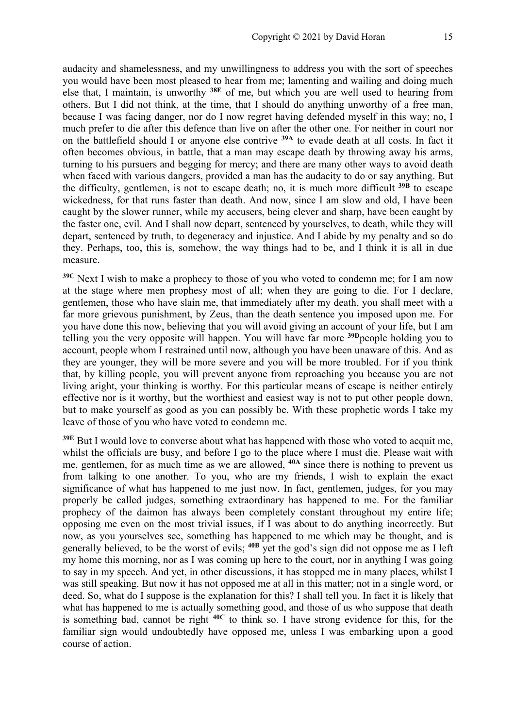audacity and shamelessness, and my unwillingness to address you with the sort of speeches you would have been most pleased to hear from me; lamenting and wailing and doing much else that, I maintain, is unworthy **38E** of me, but which you are well used to hearing from others. But I did not think, at the time, that I should do anything unworthy of a free man, because I was facing danger, nor do I now regret having defended myself in this way; no, I much prefer to die after this defence than live on after the other one. For neither in court nor on the battlefield should I or anyone else contrive **39A** to evade death at all costs. In fact it often becomes obvious, in battle, that a man may escape death by throwing away his arms, turning to his pursuers and begging for mercy; and there are many other ways to avoid death when faced with various dangers, provided a man has the audacity to do or say anything. But the difficulty, gentlemen, is not to escape death; no, it is much more difficult **39B** to escape wickedness, for that runs faster than death. And now, since I am slow and old, I have been caught by the slower runner, while my accusers, being clever and sharp, have been caught by the faster one, evil. And I shall now depart, sentenced by yourselves, to death, while they will depart, sentenced by truth, to degeneracy and injustice. And I abide by my penalty and so do they. Perhaps, too, this is, somehow, the way things had to be, and I think it is all in due measure.

**39C** Next I wish to make a prophecy to those of you who voted to condemn me; for I am now at the stage where men prophesy most of all; when they are going to die. For I declare, gentlemen, those who have slain me, that immediately after my death, you shall meet with a far more grievous punishment, by Zeus, than the death sentence you imposed upon me. For you have done this now, believing that you will avoid giving an account of your life, but I am telling you the very opposite will happen. You will have far more **39D**people holding you to account, people whom I restrained until now, although you have been unaware of this. And as they are younger, they will be more severe and you will be more troubled. For if you think that, by killing people, you will prevent anyone from reproaching you because you are not living aright, your thinking is worthy. For this particular means of escape is neither entirely effective nor is it worthy, but the worthiest and easiest way is not to put other people down, but to make yourself as good as you can possibly be. With these prophetic words I take my leave of those of you who have voted to condemn me.

**39E** But I would love to converse about what has happened with those who voted to acquit me, whilst the officials are busy, and before I go to the place where I must die. Please wait with me, gentlemen, for as much time as we are allowed, **40A** since there is nothing to prevent us from talking to one another. To you, who are my friends, I wish to explain the exact significance of what has happened to me just now. In fact, gentlemen, judges, for you may properly be called judges, something extraordinary has happened to me. For the familiar prophecy of the daimon has always been completely constant throughout my entire life; opposing me even on the most trivial issues, if I was about to do anything incorrectly. But now, as you yourselves see, something has happened to me which may be thought, and is generally believed, to be the worst of evils; **40B** yet the god's sign did not oppose me as I left my home this morning, nor as I was coming up here to the court, nor in anything I was going to say in my speech. And yet, in other discussions, it has stopped me in many places, whilst I was still speaking. But now it has not opposed me at all in this matter; not in a single word, or deed. So, what do I suppose is the explanation for this? I shall tell you. In fact it is likely that what has happened to me is actually something good, and those of us who suppose that death is something bad, cannot be right **40C** to think so. I have strong evidence for this, for the familiar sign would undoubtedly have opposed me, unless I was embarking upon a good course of action.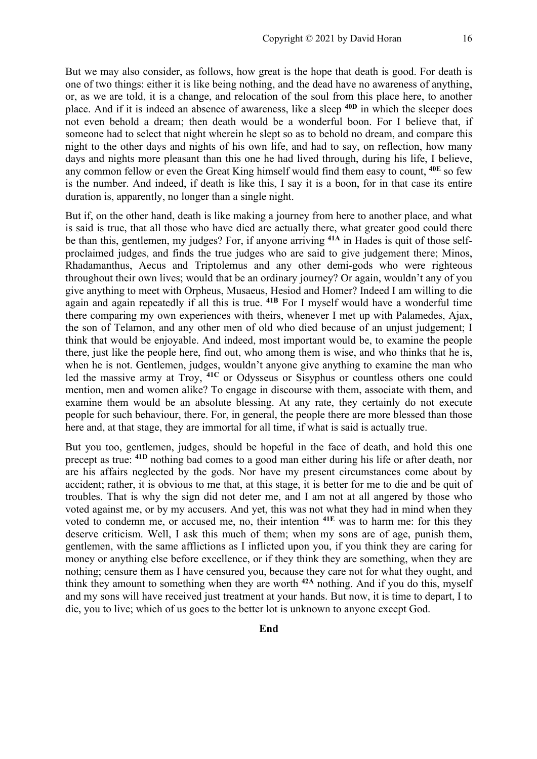But we may also consider, as follows, how great is the hope that death is good. For death is one of two things: either it is like being nothing, and the dead have no awareness of anything, or, as we are told, it is a change, and relocation of the soul from this place here, to another place. And if it is indeed an absence of awareness, like a sleep **40D** in which the sleeper does not even behold a dream; then death would be a wonderful boon. For I believe that, if someone had to select that night wherein he slept so as to behold no dream, and compare this night to the other days and nights of his own life, and had to say, on reflection, how many days and nights more pleasant than this one he had lived through, during his life, I believe, any common fellow or even the Great King himself would find them easy to count, **40E** so few is the number. And indeed, if death is like this, I say it is a boon, for in that case its entire duration is, apparently, no longer than a single night.

But if, on the other hand, death is like making a journey from here to another place, and what is said is true, that all those who have died are actually there, what greater good could there be than this, gentlemen, my judges? For, if anyone arriving **41A** in Hades is quit of those self-proclaimed judges, and finds the true judges who are said to give judgement there; Minos, Rhadamanthus, Aecus and Triptolemus and any other demi-gods who were righteous throughout their own lives; would that be an ordinary journey? Or again, wouldn't any of you give anything to meet with Orpheus, Musaeus, Hesiod and Homer? Indeed I am willing to die again and again repeatedly if all this is true. **41B** For I myself would have a wonderful time there comparing my own experiences with theirs, whenever I met up with Palamedes, Ajax, the son of Telamon, and any other men of old who died because of an unjust judgement; I think that would be enjoyable. And indeed, most important would be, to examine the people there, just like the people here, find out, who among them is wise, and who thinks that he is, when he is not. Gentlemen, judges, wouldn't anyone give anything to examine the man who led the massive army at Troy, **41C** or Odysseus or Sisyphus or countless others one could mention, men and women alike? To engage in discourse with them, associate with them, and examine them would be an absolute blessing. At any rate, they certainly do not execute people for such behaviour, there. For, in general, the people there are more blessed than those here and, at that stage, they are immortal for all time, if what is said is actually true.

But you too, gentlemen, judges, should be hopeful in the face of death, and hold this one precept as true: **41D** nothing bad comes to a good man either during his life or after death, nor are his affairs neglected by the gods. Nor have my present circumstances come about by accident; rather, it is obvious to me that, at this stage, it is better for me to die and be quit of troubles. That is why the sign did not deter me, and I am not at all angered by those who voted against me, or by my accusers. And yet, this was not what they had in mind when they voted to condemn me, or accused me, no, their intention **41E** was to harm me: for this they deserve criticism. Well, I ask this much of them; when my sons are of age, punish them, gentlemen, with the same afflictions as I inflicted upon you, if you think they are caring for money or anything else before excellence, or if they think they are something, when they are nothing; censure them as I have censured you, because they care not for what they ought, and think they amount to something when they are worth **42A** nothing. And if you do this, myself and my sons will have received just treatment at your hands. But now, it is time to depart, I to die, you to live; which of us goes to the better lot is unknown to anyone except God.

**End**